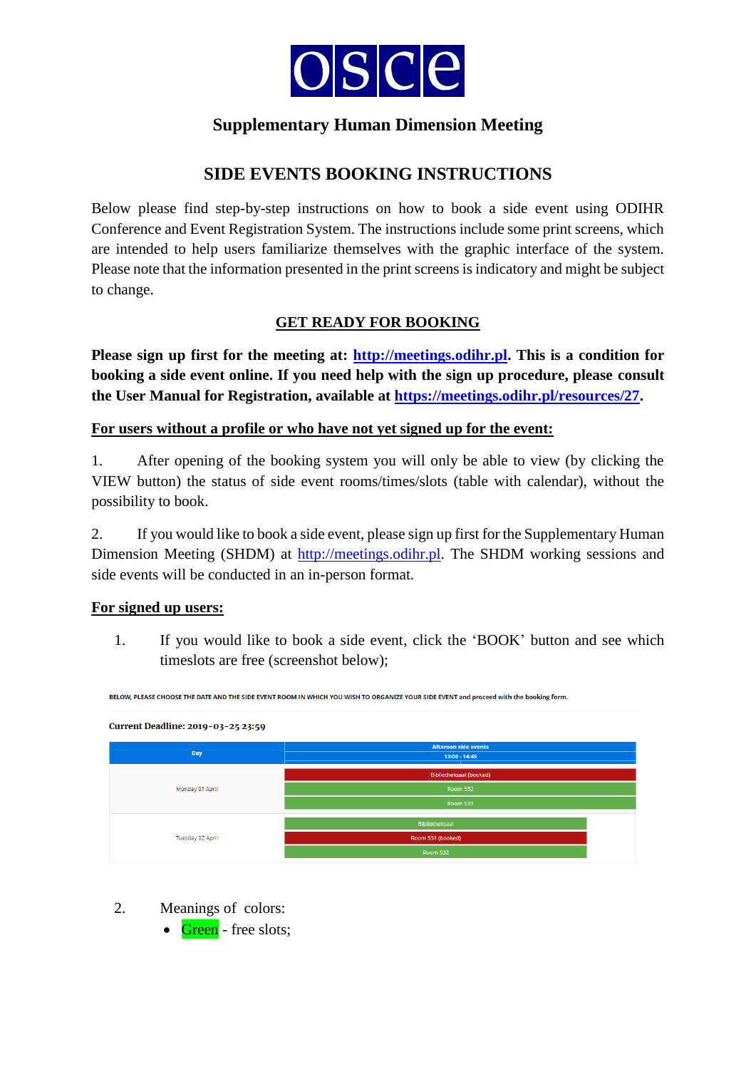OSCE

## Supplementary Human Dimension Meeting

## SIDE EVENTS BOOKING INSTRUCTIONS

Below please find step-by-step instructions on how to book a side event using ODIHR Conference and Event Registration System. The instructions include some print screens, which are intended to help users familiarize themselves with the graphic interface of the system. Please note that the information presented in the print screens is indicatory and might be subject to change.

### GET READY FOR BOOKING

**Please sign up first for the meeting at: [http://meetings.odihr.pl](http://meetings.odihr.pl). This is a condition for booking a side event online. If you need help with the sign up procedure, please consult the User Manual for Registration, available at [https://meetings.odihr.pl/resources/27](https://meetings.odihr.pl/resources/27).**

**For users without a profile or who have not yet signed up for the event:**

1. After opening of the booking system you will only be able to view (by clicking the VIEW button) the status of side event rooms/times/slots (table with calendar), without the possibility to book.

2. If you would like to book a side event, please sign up first for the Supplementary Human Dimension Meeting (SHDM) at [http://meetings.odihr.pl](http://meetings.odihr.pl). The SHDM working sessions and side events will be conducted in an in-person format.

**For signed up users:**

1. If you would like to book a side event, click the 'BOOK' button and see which timeslots are free (screenshot below);

BELOW, PLEASE CHOOSE THE DATE AND THE SIDE EVENT ROOM IN WHICH YOU WISH TO ORGANIZE YOUR SIDE EVENT and proceed with the booking form.

Current Deadline: 2019-03-25 23:59

| Day | Afternoon side events 13:00 - 14:45 |
|---|---|
| Monday 01 April | Bibliotheksaal (booked) |
| | Room 532 |
| | Room 533 |
| Tuesday 02 April | Bibliotheksaal |
| | Room 531 (booked) |
| | Room 532 |

2. Meanings of colors:
   - Green - free slots;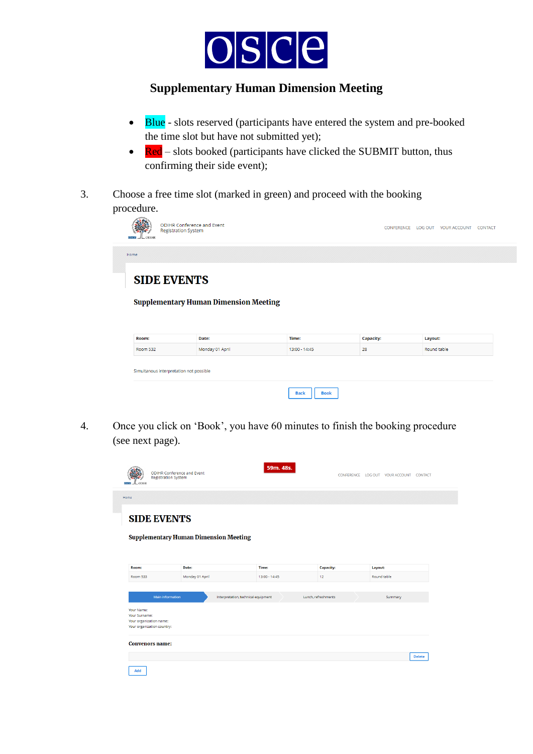# OSCE

## Supplementary Human Dimension Meeting

- Blue - slots reserved (participants have entered the system and pre-booked the time slot but have not submitted yet);
- Red – slots booked (participants have clicked the SUBMIT button, thus confirming their side event);

3. Choose a free time slot (marked in green) and proceed with the booking procedure.

ODIHR Conference and Event Registration System

CONFERENCE LOG OUT YOUR ACCOUNT CONTACT

Home

**SIDE EVENTS**

**Supplementary Human Dimension Meeting**

| Room: | Date: | Time: | Capacity: | Layout: |
|---|---|---|---|---|
| Room 532 | Monday 01 April | 13:00 - 14:45 | 28 | Round table |

Simultanous interpretation not possible

Back Book

4. Once you click on 'Book', you have 60 minutes to finish the booking procedure (see next page).

ODIHR Conference and Event Registration System

59m. 48s.

CONFERENCE LOG OUT YOUR ACCOUNT CONTACT

Home

**SIDE EVENTS**

**Supplementary Human Dimension Meeting**

| Room: | Date: | Time: | Capacity: | Layout: |
|---|---|---|---|---|
| Room 533 | Monday 01 April | 13:00 - 14:45 | 12 | Round table |

Main information | Interpretation, technical equipment | Lunch, refreshments | Summary

Your Name:
Your Surname:
Your organization name:
Your organization country:

**Convenors name:**

Delete

Add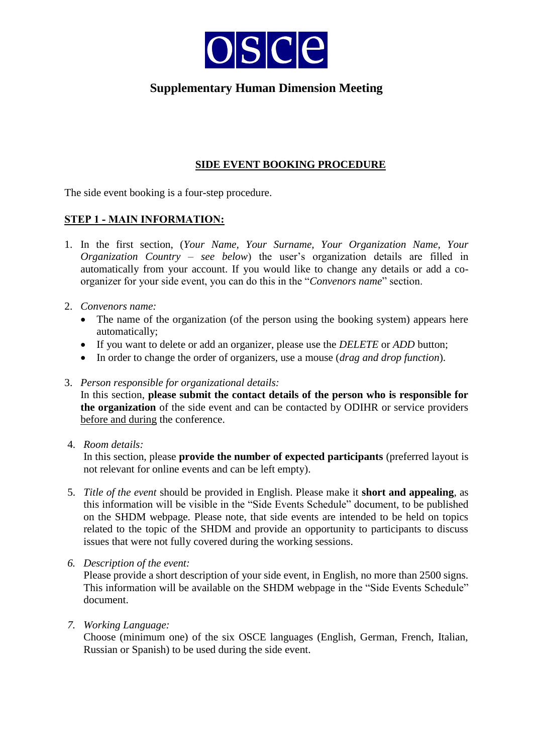**OSCE**

# Supplementary Human Dimension Meeting

## SIDE EVENT BOOKING PROCEDURE

The side event booking is a four-step procedure.

### STEP 1 - MAIN INFORMATION:

1. In the first section, (*Your Name, Your Surname, Your Organization Name, Your Organization Country – see below*) the user's organization details are filled in automatically from your account. If you would like to change any details or add a co-organizer for your side event, you can do this in the "*Convenors name*" section.

2. *Convenors name:*
   - The name of the organization (of the person using the booking system) appears here automatically;
   - If you want to delete or add an organizer, please use the *DELETE* or *ADD* button;
   - In order to change the order of organizers, use a mouse (*drag and drop function*).

3. *Person responsible for organizational details:*
   In this section, **please submit the contact details of the person who is responsible for the organization** of the side event and can be contacted by ODIHR or service providers before and during the conference.

4. *Room details:*
   In this section, please **provide the number of expected participants** (preferred layout is not relevant for online events and can be left empty).

5. *Title of the event* should be provided in English. Please make it **short and appealing**, as this information will be visible in the "Side Events Schedule" document, to be published on the SHDM webpage. Please note, that side events are intended to be held on topics related to the topic of the SHDM and provide an opportunity to participants to discuss issues that were not fully covered during the working sessions.

6. *Description of the event:*
   Please provide a short description of your side event, in English, no more than 2500 signs. This information will be available on the SHDM webpage in the "Side Events Schedule" document.

7. *Working Language:*
   Choose (minimum one) of the six OSCE languages (English, German, French, Italian, Russian or Spanish) to be used during the side event.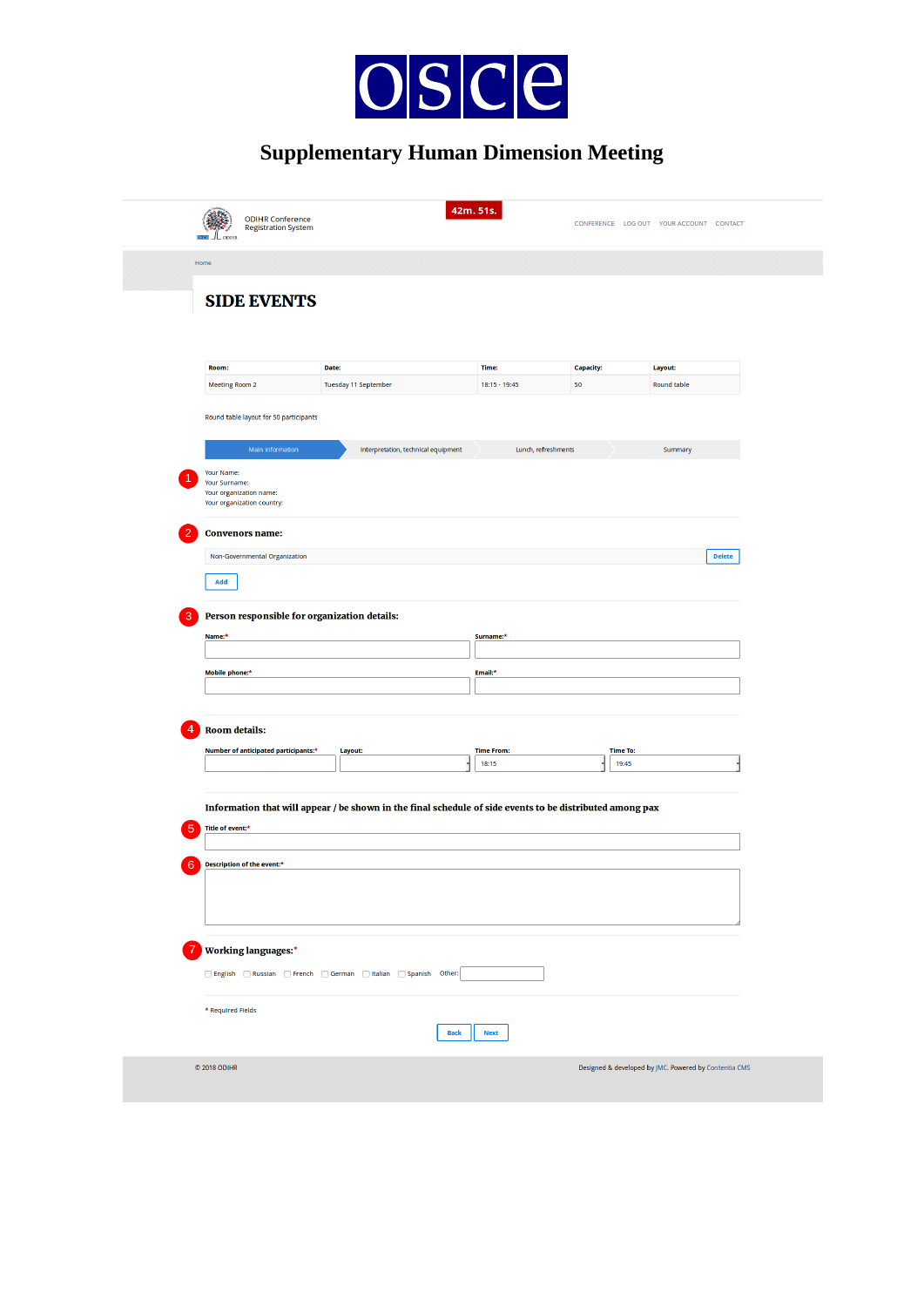# OSCE

## Supplementary Human Dimension Meeting

ODIHR Conference Registration System

42m. 51s.

CONFERENCE LOG OUT YOUR ACCOUNT CONTACT

Home

### SIDE EVENTS

| Room: | Date: | Time: | Capacity: | Layout: |
|---|---|---|---|---|
| Meeting Room 2 | Tuesday 11 September | 18:15 - 19:45 | 50 | Round table |

Round table layout for 50 participants

Main information | Interpretation, technical equipment | Lunch, refreshments | Summary

1. Your Name:
Your Surname:
Your organization name:
Your organization country:

2. **Convenors name:**

Non-Governmental Organization — Delete

Add

3. **Person responsible for organization details:**

Name:* | Surname:*

Mobile phone:* | Email:*

4. **Room details:**

Number of anticipated participants:* | Layout: | Time From: 18:15 | Time To: 19:45

**Information that will appear / be shown in the final schedule of side events to be distributed among pax**

5. Title of event:*

6. Description of the event:*

7. **Working languages:***

☐ English ☐ Russian ☐ French ☐ German ☐ Italian ☐ Spanish Other:

* Required Fields

Back | Next

© 2018 ODIHR

Designed & developed by JMC. Powered by Contentia CMS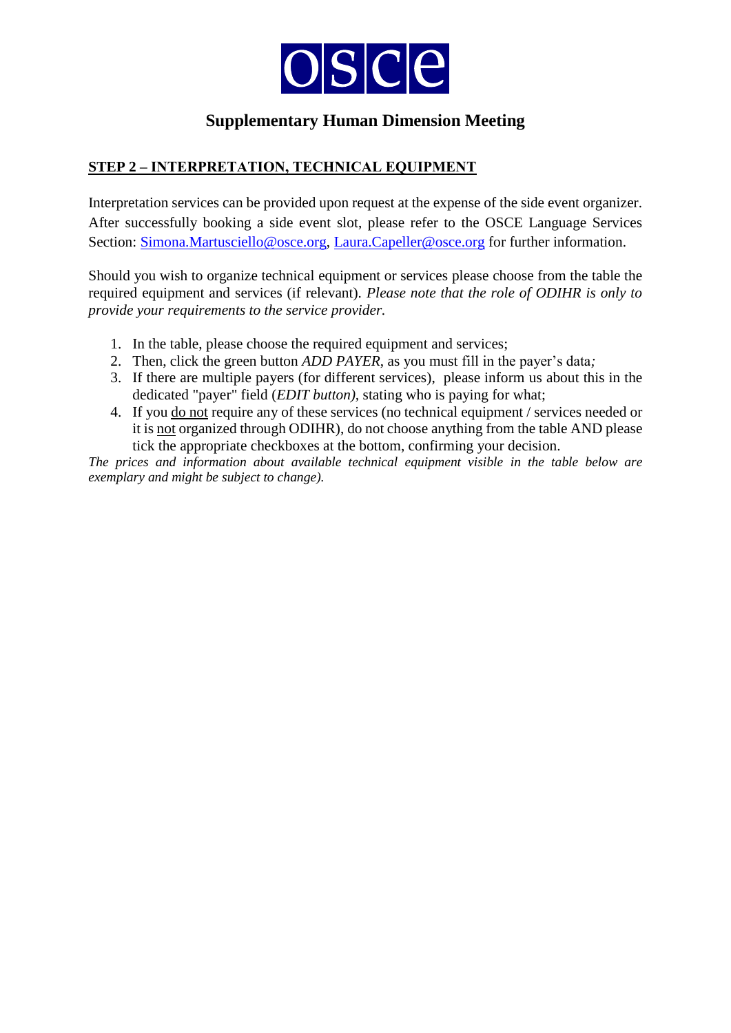OSCE

## Supplementary Human Dimension Meeting

### STEP 2 – INTERPRETATION, TECHNICAL EQUIPMENT

Interpretation services can be provided upon request at the expense of the side event organizer. After successfully booking a side event slot, please refer to the OSCE Language Services Section: [Simona.Martusciello@osce.org](mailto:Simona.Martusciello@osce.org), [Laura.Capeller@osce.org](mailto:Laura.Capeller@osce.org) for further information.

Should you wish to organize technical equipment or services please choose from the table the required equipment and services (if relevant). *Please note that the role of ODIHR is only to provide your requirements to the service provider.*

1. In the table, please choose the required equipment and services;
2. Then, click the green button *ADD PAYER*, as you must fill in the payer's data*;*
3. If there are multiple payers (for different services), please inform us about this in the dedicated "payer" field (*EDIT button)*, stating who is paying for what;
4. If you do not require any of these services (no technical equipment / services needed or it is not organized through ODIHR), do not choose anything from the table AND please tick the appropriate checkboxes at the bottom, confirming your decision.

*The prices and information about available technical equipment visible in the table below are exemplary and might be subject to change).*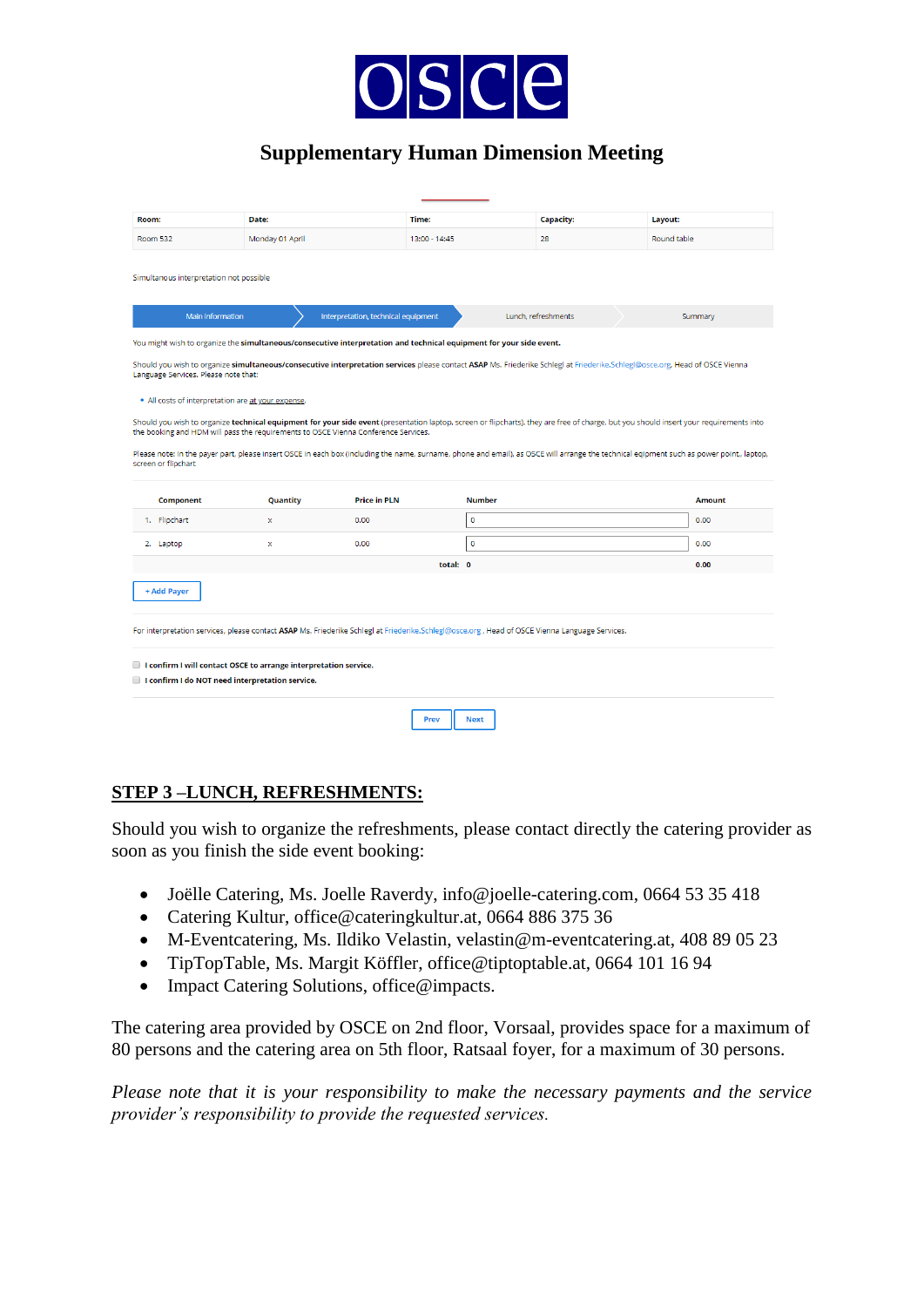# Supplementary Human Dimension Meeting

| Room: | Date: | Time: | Capacity: | Layout: |
|---|---|---|---|---|
| Room 532 | Monday 01 April | 13:00 - 14:45 | 28 | Round table |

Simultanous interpretation not possible

Main information | Interpretation, technical equipment | Lunch, refreshments | Summary

You might wish to organize the **simultaneous/consecutive interpretation and technical equipment for your side event.**

Should you wish to organize **simultaneous/consecutive interpretation services** please contact **ASAP** Ms. Friederike Schlegl at Friederike.Schlegl@osce.org, Head of OSCE Vienna Language Services. Please note that:

- All costs of interpretation are at your expense.

Should you wish to organize **technical equipment for your side event** (presentation laptop, screen or flipcharts), they are free of charge, but you should insert your requirements into the booking and HDM will pass the requirements to OSCE Vienna Conference Services.

Please note: in the payer part, please insert OSCE in each box (including the name, surname, phone and email), as OSCE will arrange the technical eqipment such as power point, laptop, screen or flipchart

| Component | Quantity | Price in PLN | Number | Amount |
|---|---|---|---|---|
| 1. Flipchart | x | 0.00 | 0 | 0.00 |
| 2. Laptop | x | 0.00 | 0 | 0.00 |
| | | total: | 0 | 0.00 |

+ Add Payer

For interpretation services, please contact **ASAP** Ms. Friederike Schlegl at Friederike.Schlegl@osce.org , Head of OSCE Vienna Language Services.

- [ ] **I confirm I will contact OSCE to arrange interpretation service.**
- [ ] **I confirm I do NOT need interpretation service.**

Prev | Next

## STEP 3 –LUNCH, REFRESHMENTS:

Should you wish to organize the refreshments, please contact directly the catering provider as soon as you finish the side event booking:

- Joëlle Catering, Ms. Joelle Raverdy, info@joelle-catering.com, 0664 53 35 418
- Catering Kultur, office@cateringkultur.at, 0664 886 375 36
- M-Eventcatering, Ms. Ildiko Velastin, velastin@m-eventcatering.at, 408 89 05 23
- TipTopTable, Ms. Margit Köffler, office@tiptoptable.at, 0664 101 16 94
- Impact Catering Solutions, office@impacts.

The catering area provided by OSCE on 2nd floor, Vorsaal, provides space for a maximum of 80 persons and the catering area on 5th floor, Ratsaal foyer, for a maximum of 30 persons.

*Please note that it is your responsibility to make the necessary payments and the service provider's responsibility to provide the requested services.*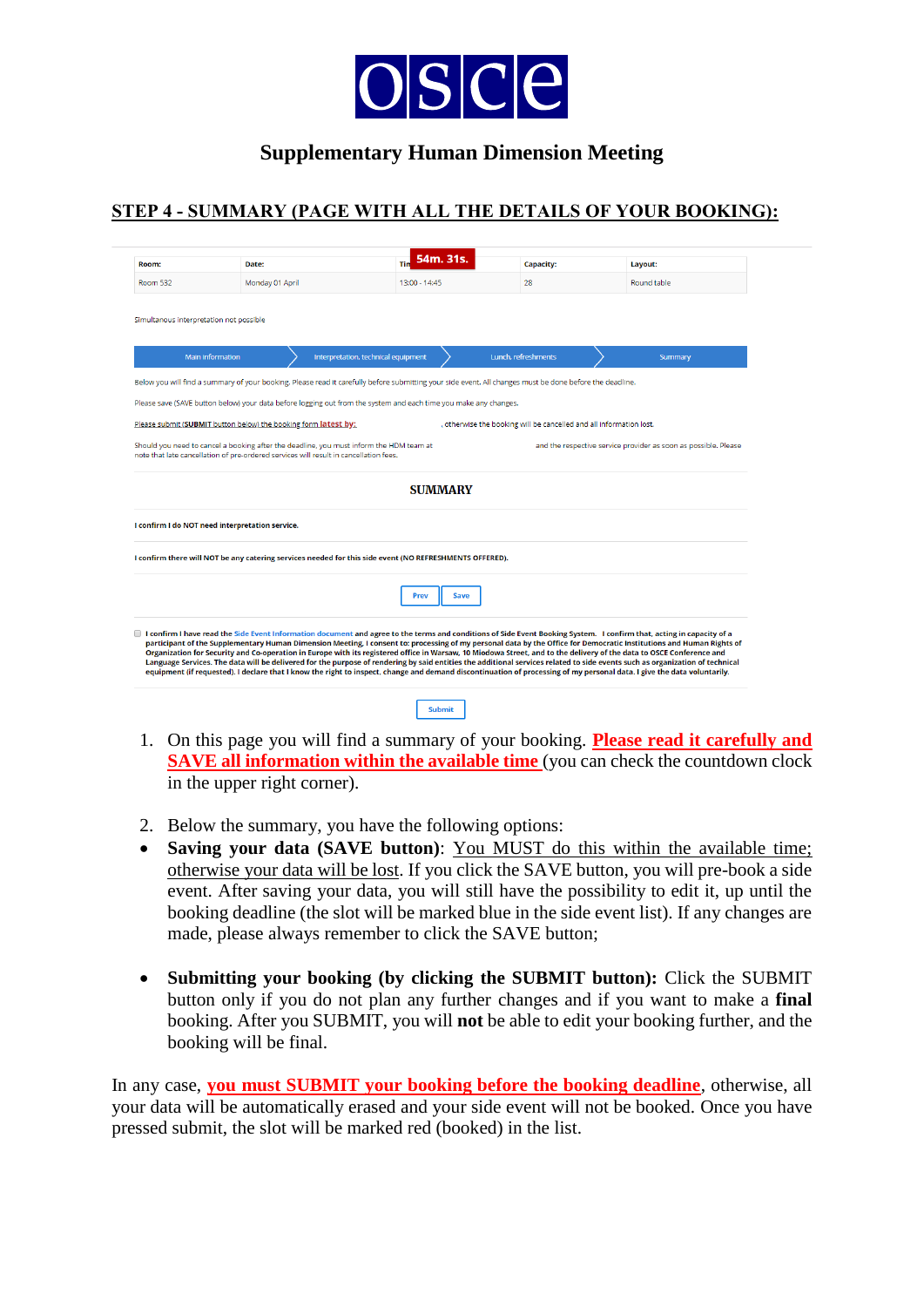# OSCE

## Supplementary Human Dimension Meeting

**STEP 4 - SUMMARY (PAGE WITH ALL THE DETAILS OF YOUR BOOKING):**

| Room: | Date: | Time: 54m. 31s. | Capacity: | Layout: |
|---|---|---|---|---|
| Room 532 | Monday 01 April | 13:00 - 14:45 | 28 | Round table |

Simultaneous interpretation not possible

Main information > Interpretation, technical equipment > Lunch, refreshments > Summary

Below you will find a summary of your booking. Please read it carefully before submitting your side event. All changes must be done before the deadline.

Please save (SAVE button below) your data before logging out from the system and each time you make any changes.

Please submit (SUBMIT button below) the booking form latest by: , otherwise the booking will be cancelled and all information lost.

Should you need to cancel a booking after the deadline, you must inform the HDM team at and the respective service provider as soon as possible. Please note that late cancellation of pre-ordered services will result in cancellation fees.

**SUMMARY**

I confirm I do NOT need interpretation service.

I confirm there will NOT be any catering services needed for this side event (NO REFRESHMENTS OFFERED).

Prev | Save

☐ I confirm I have read the Side Event Information document and agree to the terms and conditions of Side Event Booking System. I confirm that, acting in capacity of a participant of the Supplementary Human Dimension Meeting, I consent to: processing of my personal data by the Office for Democratic Institutions and Human Rights of Organization for Security and Co-operation in Europe with its registered office in Warsaw, 10 Miodowa Street, and to the delivery of the data to OSCE Conference and Language Services. The data will be delivered for the purpose of rendering by said entities the additional services related to side events such as organization of technical equipment (if requested). I declare that I know the right to inspect, change and demand discontinuation of processing of my personal data. I give the data voluntarily.

Submit

1. On this page you will find a summary of your booking. **Please read it carefully and SAVE all information within the available time** (you can check the countdown clock in the upper right corner).

2. Below the summary, you have the following options:

- **Saving your data (SAVE button)**: You MUST do this within the available time; otherwise your data will be lost. If you click the SAVE button, you will pre-book a side event. After saving your data, you will still have the possibility to edit it, up until the booking deadline (the slot will be marked blue in the side event list). If any changes are made, please always remember to click the SAVE button;

- **Submitting your booking (by clicking the SUBMIT button):** Click the SUBMIT button only if you do not plan any further changes and if you want to make a **final** booking. After you SUBMIT, you will **not** be able to edit your booking further, and the booking will be final.

In any case, **you must SUBMIT your booking before the booking deadline**, otherwise, all your data will be automatically erased and your side event will not be booked. Once you have pressed submit, the slot will be marked red (booked) in the list.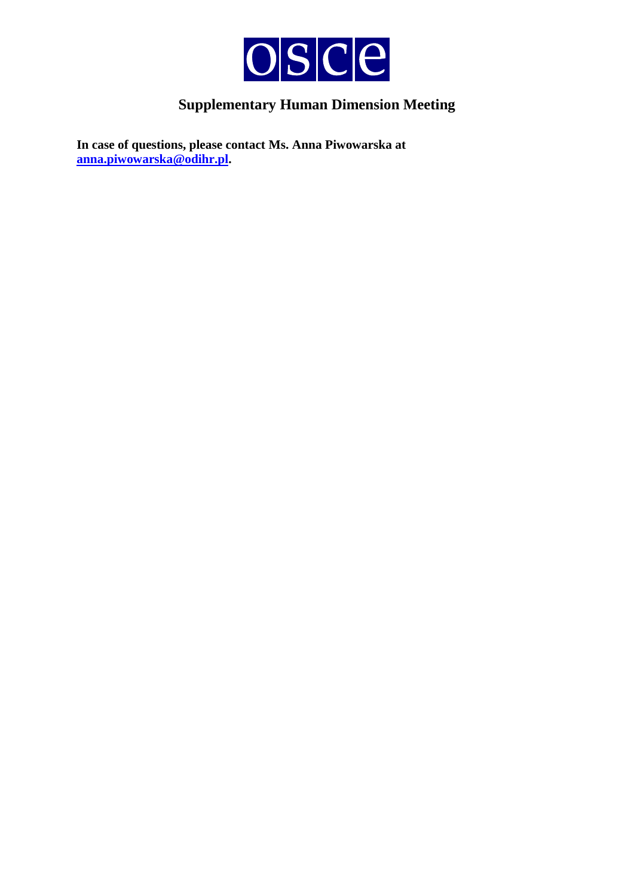OSCE

## Supplementary Human Dimension Meeting

**In case of questions, please contact Ms. Anna Piwowarska at anna.piwowarska@odihr.pl.**